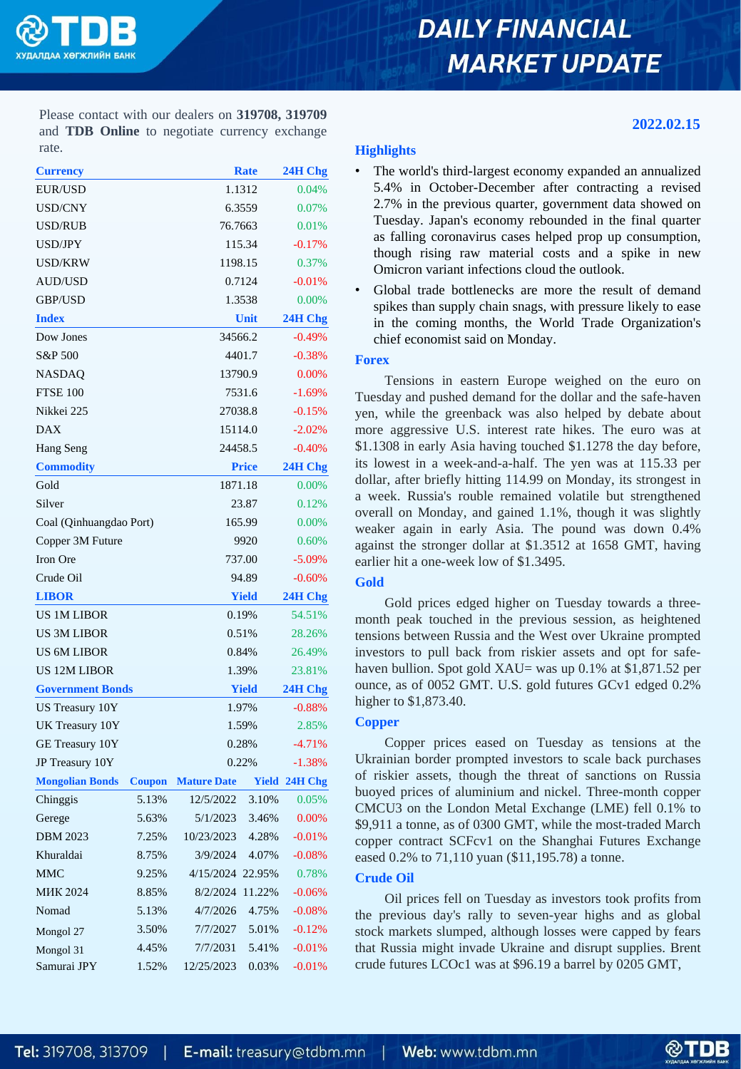# DAILY FINANCIAL MARKET UPDATE

Please contact with our dealers on **319708, 319709** and **TDB Online** to negotiate currency exchange rate.

**2022.02.15**

| Currency | Rate | 24H Chg |
|---|---|---|
| EUR/USD | 1.1312 | 0.04% |
| USD/CNY | 6.3559 | 0.07% |
| USD/RUB | 76.7663 | 0.01% |
| USD/JPY | 115.34 | -0.17% |
| USD/KRW | 1198.15 | 0.37% |
| AUD/USD | 0.7124 | -0.01% |
| GBP/USD | 1.3538 | 0.00% |

| Index | Unit | 24H Chg |
|---|---|---|
| Dow Jones | 34566.2 | -0.49% |
| S&P 500 | 4401.7 | -0.38% |
| NASDAQ | 13790.9 | 0.00% |
| FTSE 100 | 7531.6 | -1.69% |
| Nikkei 225 | 27038.8 | -0.15% |
| DAX | 15114.0 | -2.02% |
| Hang Seng | 24458.5 | -0.40% |

| Commodity | Price | 24H Chg |
|---|---|---|
| Gold | 1871.18 | 0.00% |
| Silver | 23.87 | 0.12% |
| Coal (Qinhuangdao Port) | 165.99 | 0.00% |
| Copper 3M Future | 9920 | 0.60% |
| Iron Ore | 737.00 | -5.09% |
| Crude Oil | 94.89 | -0.60% |

| LIBOR | Yield | 24H Chg |
|---|---|---|
| US 1M LIBOR | 0.19% | 54.51% |
| US 3M LIBOR | 0.51% | 28.26% |
| US 6M LIBOR | 0.84% | 26.49% |
| US 12M LIBOR | 1.39% | 23.81% |

| Government Bonds | Yield | 24H Chg |
|---|---|---|
| US Treasury 10Y | 1.97% | -0.88% |
| UK Treasury 10Y | 1.59% | 2.85% |
| GE Treasury 10Y | 0.28% | -4.71% |
| JP Treasury 10Y | 0.22% | -1.38% |

| Mongolian Bonds | Coupon | Mature Date | Yield | 24H Chg |
|---|---|---|---|---|
| Chinggis | 5.13% | 12/5/2022 | 3.10% | 0.05% |
| Gerege | 5.63% | 5/1/2023 | 3.46% | 0.00% |
| DBM 2023 | 7.25% | 10/23/2023 | 4.28% | -0.01% |
| Khuraldai | 8.75% | 3/9/2024 | 4.07% | -0.08% |
| MMC | 9.25% | 4/15/2024 | 22.95% | 0.78% |
| МИК 2024 | 8.85% | 8/2/2024 | 11.22% | -0.06% |
| Nomad | 5.13% | 4/7/2026 | 4.75% | -0.08% |
| Mongol 27 | 3.50% | 7/7/2027 | 5.01% | -0.12% |
| Mongol 31 | 4.45% | 7/7/2031 | 5.41% | -0.01% |
| Samurai JPY | 1.52% | 12/25/2023 | 0.03% | -0.01% |

## Highlights

- The world's third-largest economy expanded an annualized 5.4% in October-December after contracting a revised 2.7% in the previous quarter, government data showed on Tuesday. Japan's economy rebounded in the final quarter as falling coronavirus cases helped prop up consumption, though rising raw material costs and a spike in new Omicron variant infections cloud the outlook.
- Global trade bottlenecks are more the result of demand spikes than supply chain snags, with pressure likely to ease in the coming months, the World Trade Organization's chief economist said on Monday.

## Forex

Tensions in eastern Europe weighed on the euro on Tuesday and pushed demand for the dollar and the safe-haven yen, while the greenback was also helped by debate about more aggressive U.S. interest rate hikes. The euro was at $1.1308 in early Asia having touched $1.1278 the day before, its lowest in a week-and-a-half. The yen was at 115.33 per dollar, after briefly hitting 114.99 on Monday, its strongest in a week. Russia's rouble remained volatile but strengthened overall on Monday, and gained 1.1%, though it was slightly weaker again in early Asia. The pound was down 0.4% against the stronger dollar at $1.3512 at 1658 GMT, having earlier hit a one-week low of $1.3495.

## Gold

Gold prices edged higher on Tuesday towards a three-month peak touched in the previous session, as heightened tensions between Russia and the West over Ukraine prompted investors to pull back from riskier assets and opt for safe-haven bullion. Spot gold XAU= was up 0.1% at $1,871.52 per ounce, as of 0052 GMT. U.S. gold futures GCv1 edged 0.2% higher to $1,873.40.

## Copper

Copper prices eased on Tuesday as tensions at the Ukrainian border prompted investors to scale back purchases of riskier assets, though the threat of sanctions on Russia buoyed prices of aluminium and nickel. Three-month copper CMCU3 on the London Metal Exchange (LME) fell 0.1% to $9,911 a tonne, as of 0300 GMT, while the most-traded March copper contract SCFcv1 on the Shanghai Futures Exchange eased 0.2% to 71,110 yuan ($11,195.78) a tonne.

## Crude Oil

Oil prices fell on Tuesday as investors took profits from the previous day's rally to seven-year highs and as global stock markets slumped, although losses were capped by fears that Russia might invade Ukraine and disrupt supplies. Brent crude futures LCOc1 was at $96.19 a barrel by 0205 GMT,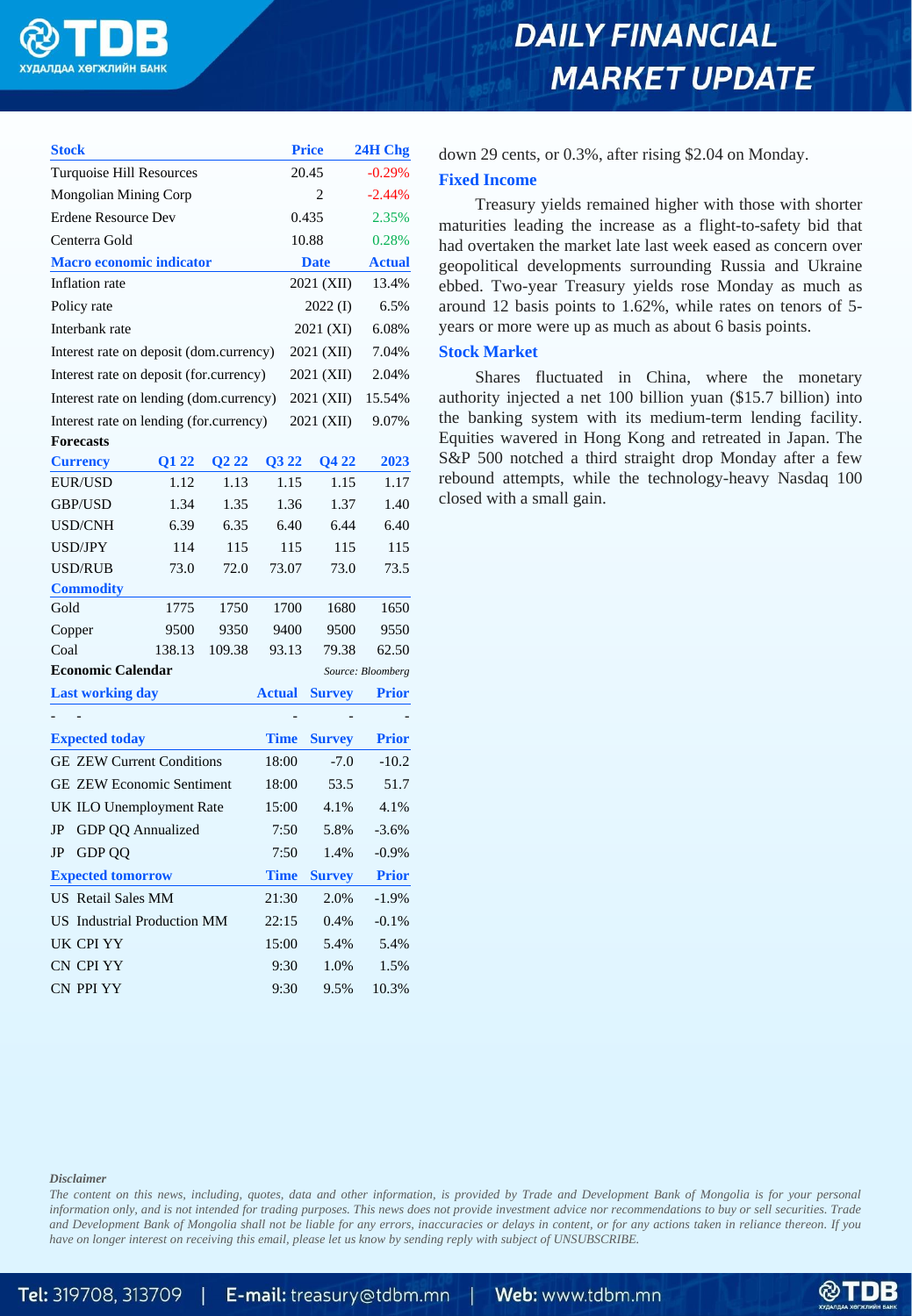| Stock | Price | 24H Chg |
|---|---|---|
| Turquoise Hill Resources | 20.45 | -0.29% |
| Mongolian Mining Corp | 2 | -2.44% |
| Erdene Resource Dev | 0.435 | 2.35% |
| Centerra Gold | 10.88 | 0.28% |

| Macro economic indicator | Date | Actual |
|---|---|---|
| Inflation rate | 2021 (XII) | 13.4% |
| Policy rate | 2022 (I) | 6.5% |
| Interbank rate | 2021 (XI) | 6.08% |
| Interest rate on deposit (dom.currency) | 2021 (XII) | 7.04% |
| Interest rate on deposit (for.currency) | 2021 (XII) | 2.04% |
| Interest rate on lending (dom.currency) | 2021 (XII) | 15.54% |
| Interest rate on lending (for.currency) | 2021 (XII) | 9.07% |

**Forecasts**

| Currency | Q1 22 | Q2 22 | Q3 22 | Q4 22 | 2023 |
|---|---|---|---|---|---|
| EUR/USD | 1.12 | 1.13 | 1.15 | 1.15 | 1.17 |
| GBP/USD | 1.34 | 1.35 | 1.36 | 1.37 | 1.40 |
| USD/CNH | 6.39 | 6.35 | 6.40 | 6.44 | 6.40 |
| USD/JPY | 114 | 115 | 115 | 115 | 115 |
| USD/RUB | 73.0 | 72.0 | 73.07 | 73.0 | 73.5 |
| **Commodity** | | | | | |
| Gold | 1775 | 1750 | 1700 | 1680 | 1650 |
| Copper | 9500 | 9350 | 9400 | 9500 | 9550 |
| Coal | 138.13 | 109.38 | 93.13 | 79.38 | 62.50 |

**Economic Calendar**

*Source: Bloomberg*

| Last working day | Actual | Survey | Prior |
|---|---|---|---|
| - - | - | - | - |

| Expected today | Time | Survey | Prior |
|---|---|---|---|
| GE ZEW Current Conditions | 18:00 | -7.0 | -10.2 |
| GE ZEW Economic Sentiment | 18:00 | 53.5 | 51.7 |
| UK ILO Unemployment Rate | 15:00 | 4.1% | 4.1% |
| JP GDP QQ Annualized | 7:50 | 5.8% | -3.6% |
| JP GDP QQ | 7:50 | 1.4% | -0.9% |

| Expected tomorrow | Time | Survey | Prior |
|---|---|---|---|
| US Retail Sales MM | 21:30 | 2.0% | -1.9% |
| US Industrial Production MM | 22:15 | 0.4% | -0.1% |
| UK CPI YY | 15:00 | 5.4% | 5.4% |
| CN CPI YY | 9:30 | 1.0% | 1.5% |
| CN PPI YY | 9:30 | 9.5% | 10.3% |

down 29 cents, or 0.3%, after rising $2.04 on Monday.

## Fixed Income

Treasury yields remained higher with those with shorter maturities leading the increase as a flight-to-safety bid that had overtaken the market late last week eased as concern over geopolitical developments surrounding Russia and Ukraine ebbed. Two-year Treasury yields rose Monday as much as around 12 basis points to 1.62%, while rates on tenors of 5-years or more were up as much as about 6 basis points.

## Stock Market

Shares fluctuated in China, where the monetary authority injected a net 100 billion yuan ($15.7 billion) into the banking system with its medium-term lending facility. Equities wavered in Hong Kong and retreated in Japan. The S&P 500 notched a third straight drop Monday after a few rebound attempts, while the technology-heavy Nasdaq 100 closed with a small gain.

*Disclaimer*

*The content on this news, including, quotes, data and other information, is provided by Trade and Development Bank of Mongolia is for your personal information only, and is not intended for trading purposes. This news does not provide investment advice nor recommendations to buy or sell securities. Trade and Development Bank of Mongolia shall not be liable for any errors, inaccuracies or delays in content, or for any actions taken in reliance thereon. If you have on longer interest on receiving this email, please let us know by sending reply with subject of UNSUBSCRIBE.*